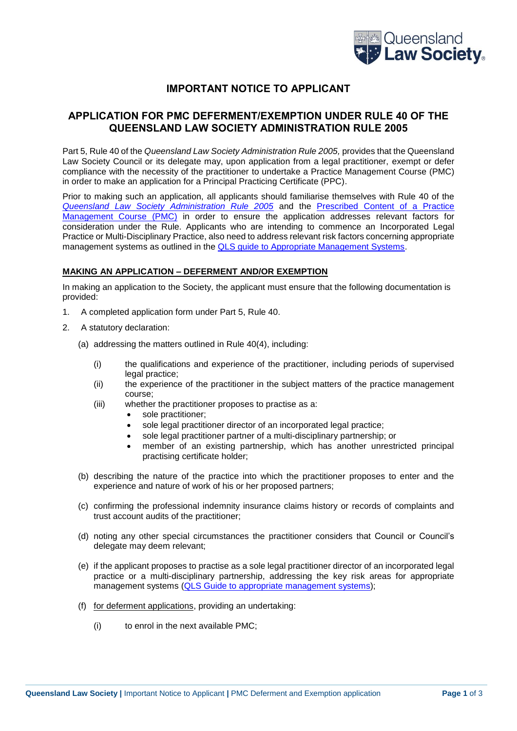# IMPORTANT NOTICE TO APPLICANT

## APPLICATION FOR PMC DEFERMENT/EXEMPTION UNDER RULE 40 OF THE QUEENSLAND LAW SOCIETY ADMINISTRATION RULE 2005

Part 5, Rule 40 of the *Queensland Law Society Administration Rule 2005,* provides that the Queensland Law Society Council or its delegate may, upon application from a legal practitioner, exempt or defer compliance with the necessity of the practitioner to undertake a Practice Management Course (PMC) in order to make an application for a Principal Practicing Certificate (PPC).

Prior to making such an application, all applicants should familiarise themselves with Rule 40 of the *Queensland Law Society Administration Rule 2005* and the Prescribed Content of a Practice Management Course (PMC) in order to ensure the application addresses relevant factors for consideration under the Rule. Applicants who are intending to commence an Incorporated Legal Practice or Multi-Disciplinary Practice, also need to address relevant risk factors concerning appropriate management systems as outlined in the QLS guide to Appropriate Management Systems.

### MAKING AN APPLICATION – DEFERMENT AND/OR EXEMPTION

In making an application to the Society, the applicant must ensure that the following documentation is provided:

1. A completed application form under Part 5, Rule 40.
2. A statutory declaration:
   - (a) addressing the matters outlined in Rule 40(4), including:
     - (i) the qualifications and experience of the practitioner, including periods of supervised legal practice;
     - (ii) the experience of the practitioner in the subject matters of the practice management course;
     - (iii) whether the practitioner proposes to practise as a:
       - sole practitioner;
       - sole legal practitioner director of an incorporated legal practice;
       - sole legal practitioner partner of a multi-disciplinary partnership; or
       - member of an existing partnership, which has another unrestricted principal practising certificate holder;
   - (b) describing the nature of the practice into which the practitioner proposes to enter and the experience and nature of work of his or her proposed partners;
   - (c) confirming the professional indemnity insurance claims history or records of complaints and trust account audits of the practitioner;
   - (d) noting any other special circumstances the practitioner considers that Council or Council's delegate may deem relevant;
   - (e) if the applicant proposes to practise as a sole legal practitioner director of an incorporated legal practice or a multi-disciplinary partnership, addressing the key risk areas for appropriate management systems (QLS Guide to appropriate management systems);
   - (f) for deferment applications, providing an undertaking:
     - (i) to enrol in the next available PMC;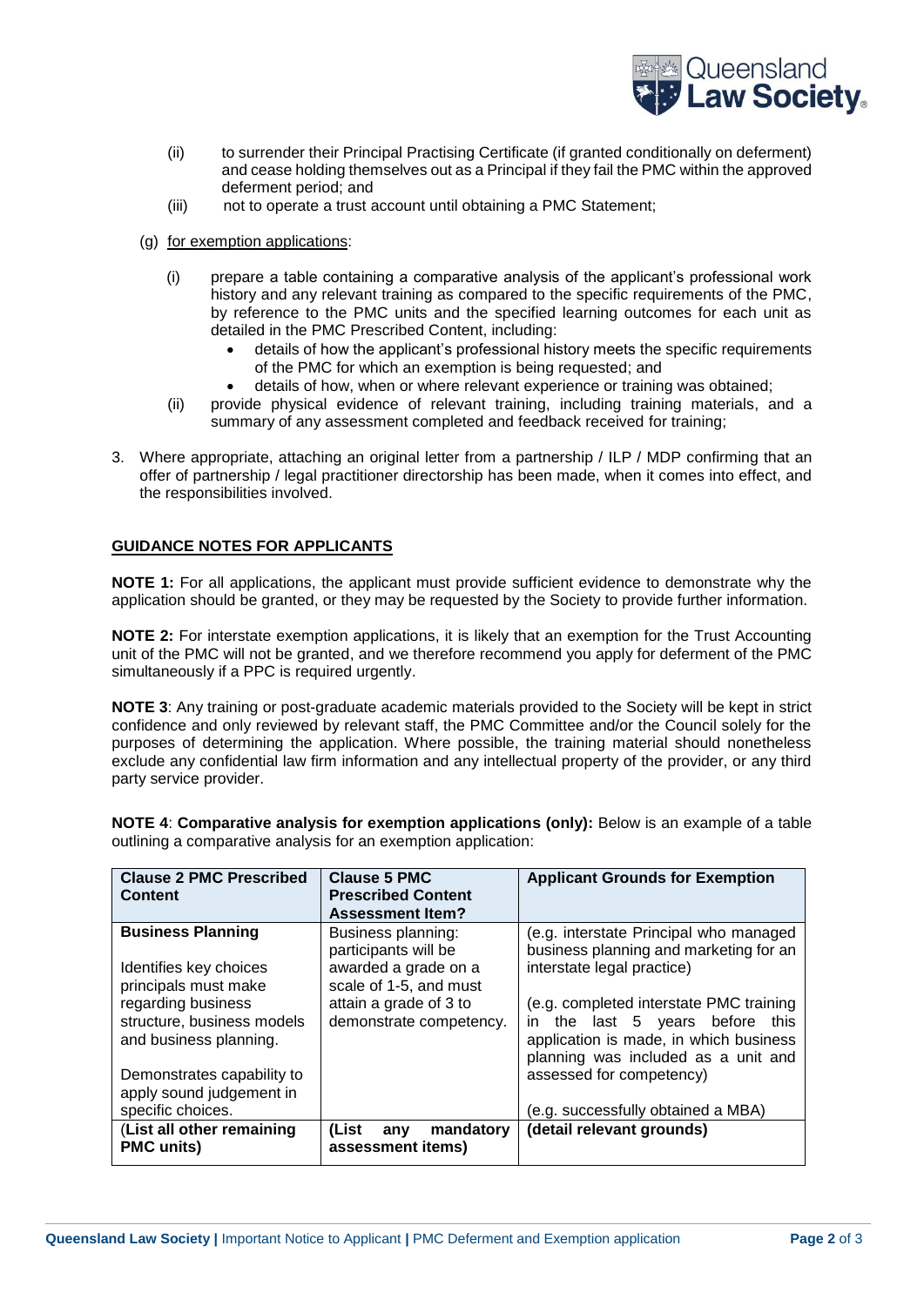(ii) to surrender their Principal Practising Certificate (if granted conditionally on deferment) and cease holding themselves out as a Principal if they fail the PMC within the approved deferment period; and

(iii) not to operate a trust account until obtaining a PMC Statement;

(g) for exemption applications:

(i) prepare a table containing a comparative analysis of the applicant's professional work history and any relevant training as compared to the specific requirements of the PMC, by reference to the PMC units and the specified learning outcomes for each unit as detailed in the PMC Prescribed Content, including:

- details of how the applicant's professional history meets the specific requirements of the PMC for which an exemption is being requested; and
- details of how, when or where relevant experience or training was obtained;

(ii) provide physical evidence of relevant training, including training materials, and a summary of any assessment completed and feedback received for training;

3. Where appropriate, attaching an original letter from a partnership / ILP / MDP confirming that an offer of partnership / legal practitioner directorship has been made, when it comes into effect, and the responsibilities involved.

## GUIDANCE NOTES FOR APPLICANTS

**NOTE 1:** For all applications, the applicant must provide sufficient evidence to demonstrate why the application should be granted, or they may be requested by the Society to provide further information.

**NOTE 2:** For interstate exemption applications, it is likely that an exemption for the Trust Accounting unit of the PMC will not be granted, and we therefore recommend you apply for deferment of the PMC simultaneously if a PPC is required urgently.

**NOTE 3**: Any training or post-graduate academic materials provided to the Society will be kept in strict confidence and only reviewed by relevant staff, the PMC Committee and/or the Council solely for the purposes of determining the application. Where possible, the training material should nonetheless exclude any confidential law firm information and any intellectual property of the provider, or any third party service provider.

**NOTE 4**: **Comparative analysis for exemption applications (only):** Below is an example of a table outlining a comparative analysis for an exemption application:

| Clause 2 PMC Prescribed Content | Clause 5 PMC Prescribed Content Assessment Item? | Applicant Grounds for Exemption |
|---|---|---|
| **Business Planning**<br><br>Identifies key choices principals must make regarding business structure, business models and business planning.<br><br>Demonstrates capability to apply sound judgement in specific choices. | Business planning: participants will be awarded a grade on a scale of 1-5, and must attain a grade of 3 to demonstrate competency. | (e.g. interstate Principal who managed business planning and marketing for an interstate legal practice)<br><br>(e.g. completed interstate PMC training in the last 5 years before this application is made, in which business planning was included as a unit and assessed for competency)<br><br>(e.g. successfully obtained a MBA) |
| (**List all other remaining PMC units)** | **(List any mandatory assessment items)** | **(detail relevant grounds)** |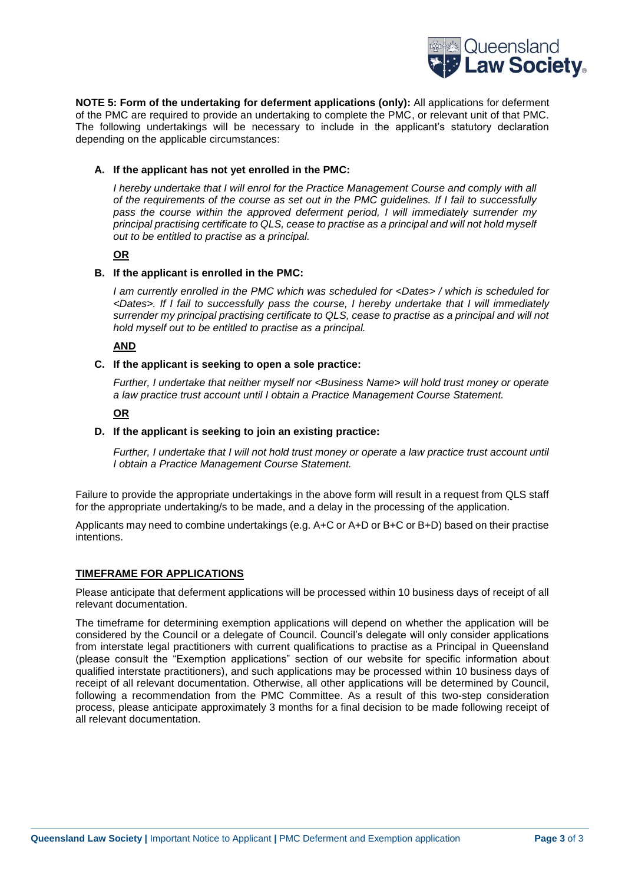**NOTE 5: Form of the undertaking for deferment applications (only):** All applications for deferment of the PMC are required to provide an undertaking to complete the PMC, or relevant unit of that PMC. The following undertakings will be necessary to include in the applicant's statutory declaration depending on the applicable circumstances:

**A. If the applicant has not yet enrolled in the PMC:**

*I hereby undertake that I will enrol for the Practice Management Course and comply with all of the requirements of the course as set out in the PMC guidelines. If I fail to successfully pass the course within the approved deferment period, I will immediately surrender my principal practising certificate to QLS, cease to practise as a principal and will not hold myself out to be entitled to practise as a principal.*

**OR**

**B. If the applicant is enrolled in the PMC:**

*I am currently enrolled in the PMC which was scheduled for <Dates> / which is scheduled for <Dates>. If I fail to successfully pass the course, I hereby undertake that I will immediately surrender my principal practising certificate to QLS, cease to practise as a principal and will not hold myself out to be entitled to practise as a principal.*

**AND**

**C. If the applicant is seeking to open a sole practice:**

*Further, I undertake that neither myself nor <Business Name> will hold trust money or operate a law practice trust account until I obtain a Practice Management Course Statement.*

**OR**

**D. If the applicant is seeking to join an existing practice:**

*Further, I undertake that I will not hold trust money or operate a law practice trust account until I obtain a Practice Management Course Statement.*

Failure to provide the appropriate undertakings in the above form will result in a request from QLS staff for the appropriate undertaking/s to be made, and a delay in the processing of the application.

Applicants may need to combine undertakings (e.g. A+C or A+D or B+C or B+D) based on their practise intentions.

## TIMEFRAME FOR APPLICATIONS

Please anticipate that deferment applications will be processed within 10 business days of receipt of all relevant documentation.

The timeframe for determining exemption applications will depend on whether the application will be considered by the Council or a delegate of Council. Council's delegate will only consider applications from interstate legal practitioners with current qualifications to practise as a Principal in Queensland (please consult the "Exemption applications" section of our website for specific information about qualified interstate practitioners), and such applications may be processed within 10 business days of receipt of all relevant documentation. Otherwise, all other applications will be determined by Council, following a recommendation from the PMC Committee. As a result of this two-step consideration process, please anticipate approximately 3 months for a final decision to be made following receipt of all relevant documentation.